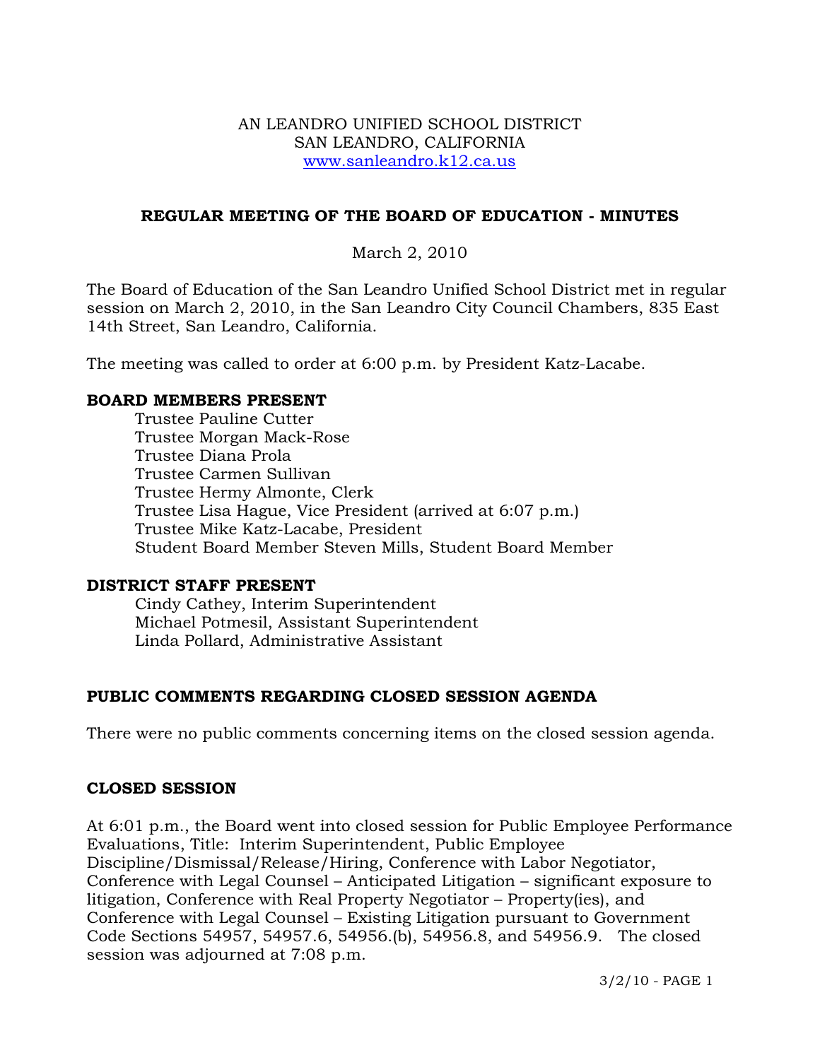AN LEANDRO UNIFIED SCHOOL DISTRICT
SAN LEANDRO, CALIFORNIA
www.sanleandro.k12.ca.us

## REGULAR MEETING OF THE BOARD OF EDUCATION - MINUTES

March 2, 2010

The Board of Education of the San Leandro Unified School District met in regular session on March 2, 2010, in the San Leandro City Council Chambers, 835 East 14th Street, San Leandro, California.

The meeting was called to order at 6:00 p.m. by President Katz-Lacabe.

### BOARD MEMBERS PRESENT

Trustee Pauline Cutter
Trustee Morgan Mack-Rose
Trustee Diana Prola
Trustee Carmen Sullivan
Trustee Hermy Almonte, Clerk
Trustee Lisa Hague, Vice President (arrived at 6:07 p.m.)
Trustee Mike Katz-Lacabe, President
Student Board Member Steven Mills, Student Board Member

### DISTRICT STAFF PRESENT

Cindy Cathey, Interim Superintendent
Michael Potmesil, Assistant Superintendent
Linda Pollard, Administrative Assistant

### PUBLIC COMMENTS REGARDING CLOSED SESSION AGENDA

There were no public comments concerning items on the closed session agenda.

### CLOSED SESSION

At 6:01 p.m., the Board went into closed session for Public Employee Performance Evaluations, Title: Interim Superintendent, Public Employee Discipline/Dismissal/Release/Hiring, Conference with Labor Negotiator, Conference with Legal Counsel – Anticipated Litigation – significant exposure to litigation, Conference with Real Property Negotiator – Property(ies), and Conference with Legal Counsel – Existing Litigation pursuant to Government Code Sections 54957, 54957.6, 54956.(b), 54956.8, and 54956.9. The closed session was adjourned at 7:08 p.m.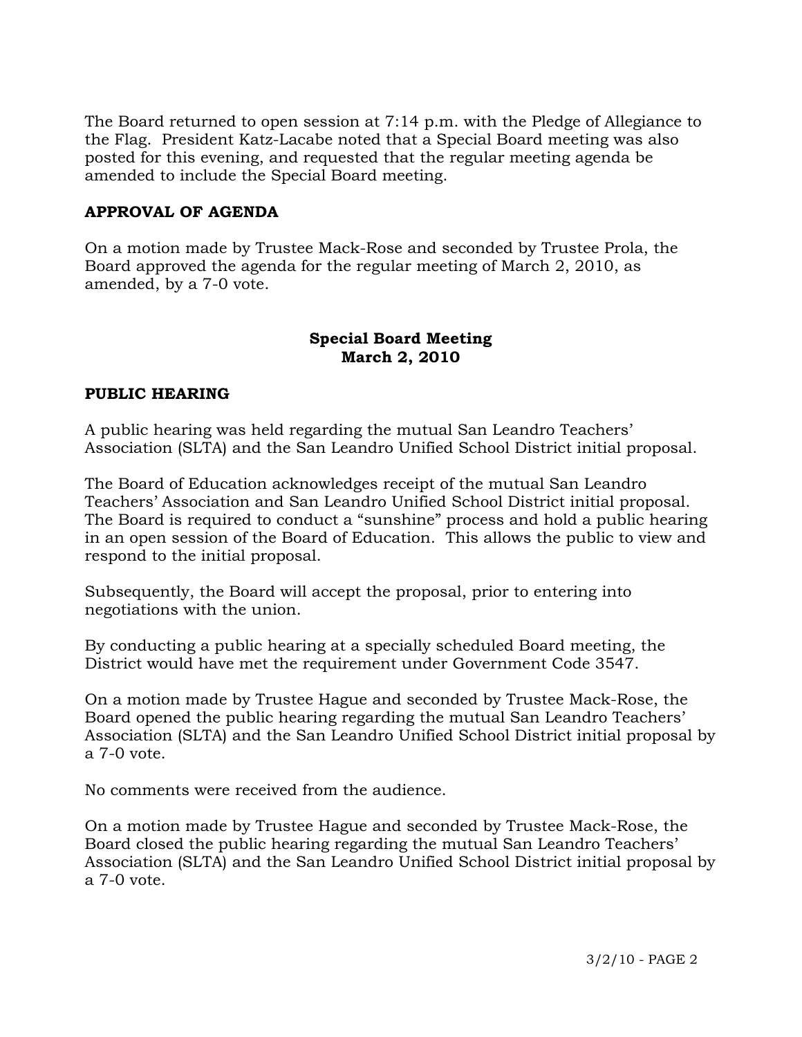The Board returned to open session at 7:14 p.m. with the Pledge of Allegiance to the Flag. President Katz-Lacabe noted that a Special Board meeting was also posted for this evening, and requested that the regular meeting agenda be amended to include the Special Board meeting.

**APPROVAL OF AGENDA**

On a motion made by Trustee Mack-Rose and seconded by Trustee Prola, the Board approved the agenda for the regular meeting of March 2, 2010, as amended, by a 7-0 vote.

**Special Board Meeting**
**March 2, 2010**

**PUBLIC HEARING**

A public hearing was held regarding the mutual San Leandro Teachers' Association (SLTA) and the San Leandro Unified School District initial proposal.

The Board of Education acknowledges receipt of the mutual San Leandro Teachers' Association and San Leandro Unified School District initial proposal. The Board is required to conduct a "sunshine" process and hold a public hearing in an open session of the Board of Education. This allows the public to view and respond to the initial proposal.

Subsequently, the Board will accept the proposal, prior to entering into negotiations with the union.

By conducting a public hearing at a specially scheduled Board meeting, the District would have met the requirement under Government Code 3547.

On a motion made by Trustee Hague and seconded by Trustee Mack-Rose, the Board opened the public hearing regarding the mutual San Leandro Teachers' Association (SLTA) and the San Leandro Unified School District initial proposal by a 7-0 vote.

No comments were received from the audience.

On a motion made by Trustee Hague and seconded by Trustee Mack-Rose, the Board closed the public hearing regarding the mutual San Leandro Teachers' Association (SLTA) and the San Leandro Unified School District initial proposal by a 7-0 vote.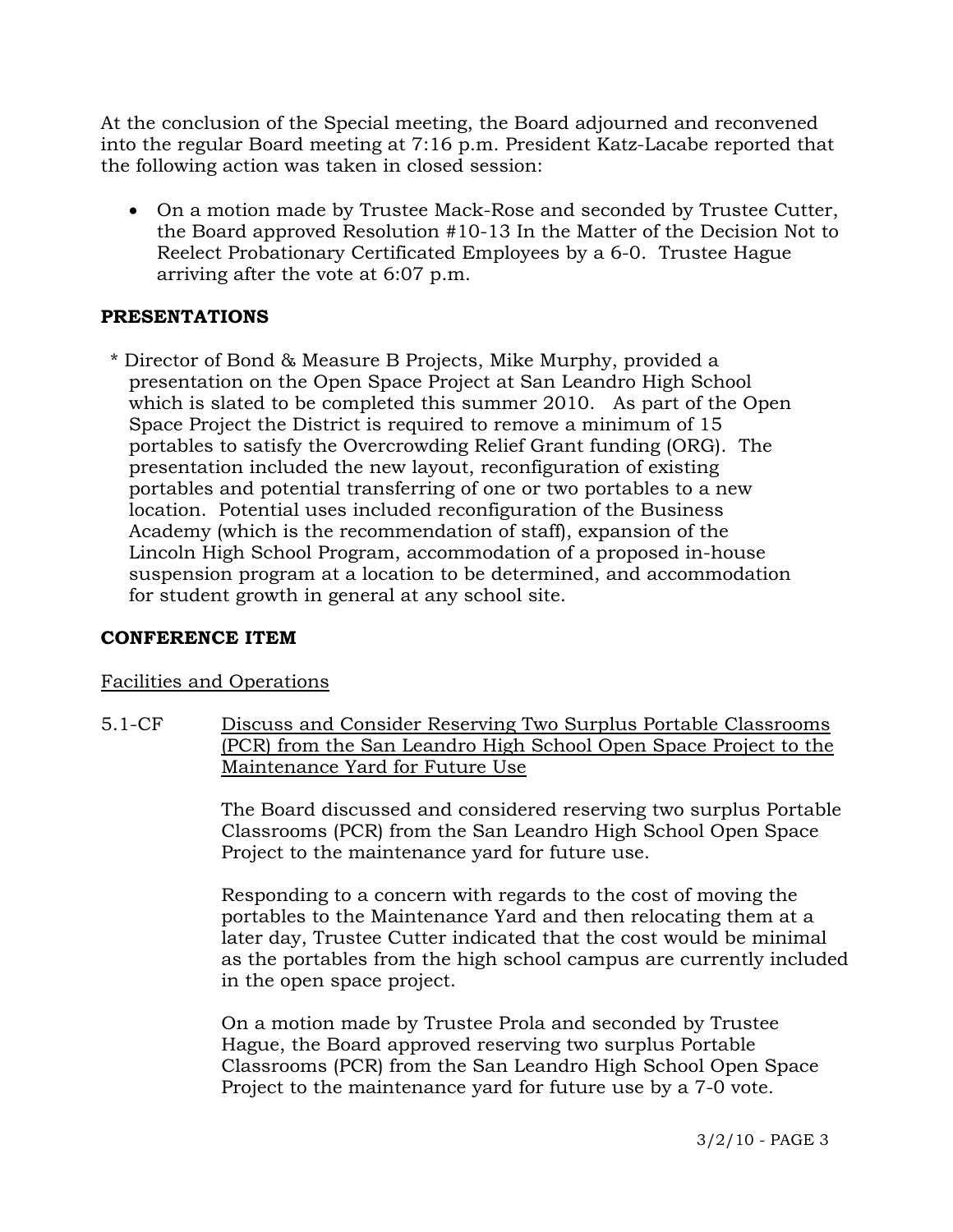At the conclusion of the Special meeting, the Board adjourned and reconvened into the regular Board meeting at 7:16 p.m. President Katz-Lacabe reported that the following action was taken in closed session:

- On a motion made by Trustee Mack-Rose and seconded by Trustee Cutter, the Board approved Resolution #10-13 In the Matter of the Decision Not to Reelect Probationary Certificated Employees by a 6-0. Trustee Hague arriving after the vote at 6:07 p.m.

## PRESENTATIONS

* Director of Bond & Measure B Projects, Mike Murphy, provided a presentation on the Open Space Project at San Leandro High School which is slated to be completed this summer 2010. As part of the Open Space Project the District is required to remove a minimum of 15 portables to satisfy the Overcrowding Relief Grant funding (ORG). The presentation included the new layout, reconfiguration of existing portables and potential transferring of one or two portables to a new location. Potential uses included reconfiguration of the Business Academy (which is the recommendation of staff), expansion of the Lincoln High School Program, accommodation of a proposed in-house suspension program at a location to be determined, and accommodation for student growth in general at any school site.

## CONFERENCE ITEM

Facilities and Operations

5.1-CF Discuss and Consider Reserving Two Surplus Portable Classrooms (PCR) from the San Leandro High School Open Space Project to the Maintenance Yard for Future Use

The Board discussed and considered reserving two surplus Portable Classrooms (PCR) from the San Leandro High School Open Space Project to the maintenance yard for future use.

Responding to a concern with regards to the cost of moving the portables to the Maintenance Yard and then relocating them at a later day, Trustee Cutter indicated that the cost would be minimal as the portables from the high school campus are currently included in the open space project.

On a motion made by Trustee Prola and seconded by Trustee Hague, the Board approved reserving two surplus Portable Classrooms (PCR) from the San Leandro High School Open Space Project to the maintenance yard for future use by a 7-0 vote.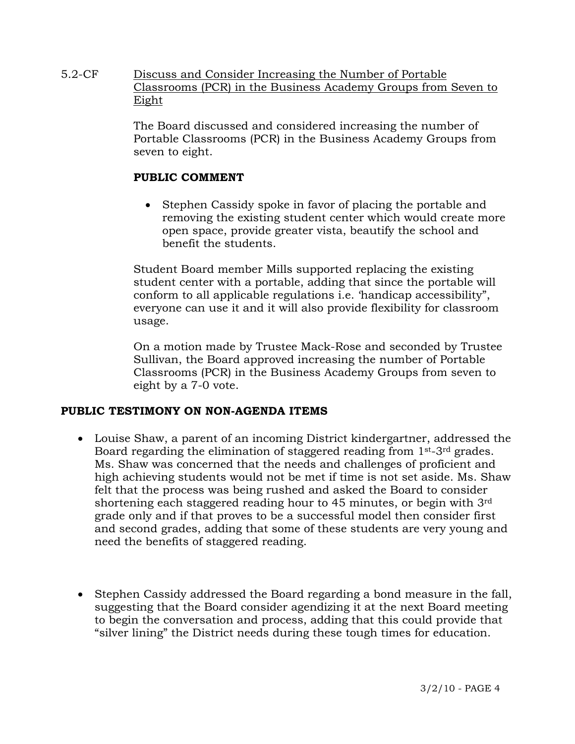5.2-CF <u>Discuss and Consider Increasing the Number of Portable Classrooms (PCR) in the Business Academy Groups from Seven to Eight</u>

The Board discussed and considered increasing the number of Portable Classrooms (PCR) in the Business Academy Groups from seven to eight.

**PUBLIC COMMENT**

- Stephen Cassidy spoke in favor of placing the portable and removing the existing student center which would create more open space, provide greater vista, beautify the school and benefit the students.

Student Board member Mills supported replacing the existing student center with a portable, adding that since the portable will conform to all applicable regulations i.e. 'handicap accessibility", everyone can use it and it will also provide flexibility for classroom usage.

On a motion made by Trustee Mack-Rose and seconded by Trustee Sullivan, the Board approved increasing the number of Portable Classrooms (PCR) in the Business Academy Groups from seven to eight by a 7-0 vote.

**PUBLIC TESTIMONY ON NON-AGENDA ITEMS**

- Louise Shaw, a parent of an incoming District kindergartner, addressed the Board regarding the elimination of staggered reading from 1st-3rd grades. Ms. Shaw was concerned that the needs and challenges of proficient and high achieving students would not be met if time is not set aside. Ms. Shaw felt that the process was being rushed and asked the Board to consider shortening each staggered reading hour to 45 minutes, or begin with 3rd grade only and if that proves to be a successful model then consider first and second grades, adding that some of these students are very young and need the benefits of staggered reading.

- Stephen Cassidy addressed the Board regarding a bond measure in the fall, suggesting that the Board consider agendizing it at the next Board meeting to begin the conversation and process, adding that this could provide that "silver lining" the District needs during these tough times for education.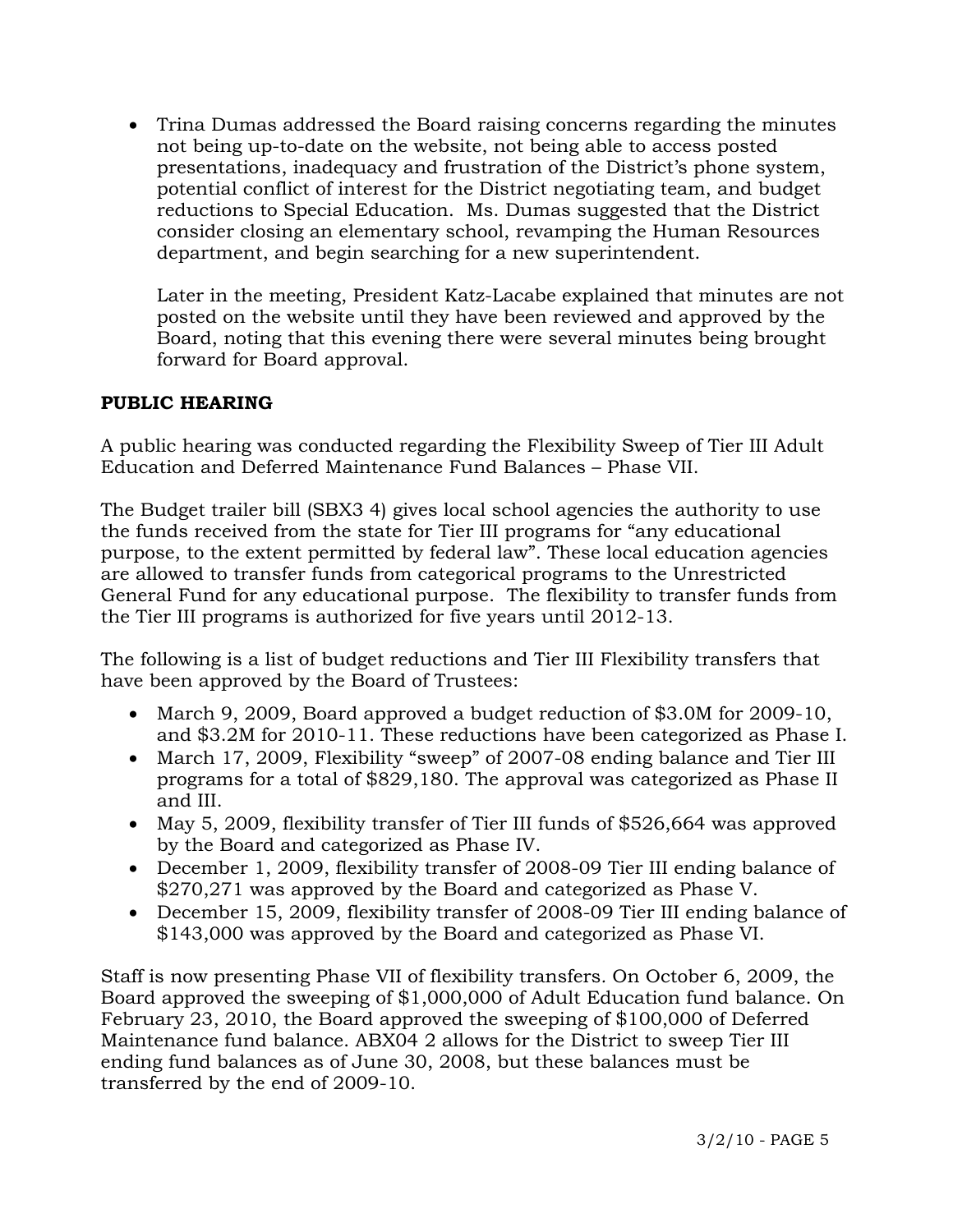- Trina Dumas addressed the Board raising concerns regarding the minutes not being up-to-date on the website, not being able to access posted presentations, inadequacy and frustration of the District's phone system, potential conflict of interest for the District negotiating team, and budget reductions to Special Education. Ms. Dumas suggested that the District consider closing an elementary school, revamping the Human Resources department, and begin searching for a new superintendent.

  Later in the meeting, President Katz-Lacabe explained that minutes are not posted on the website until they have been reviewed and approved by the Board, noting that this evening there were several minutes being brought forward for Board approval.

**PUBLIC HEARING**

A public hearing was conducted regarding the Flexibility Sweep of Tier III Adult Education and Deferred Maintenance Fund Balances – Phase VII.

The Budget trailer bill (SBX3 4) gives local school agencies the authority to use the funds received from the state for Tier III programs for "any educational purpose, to the extent permitted by federal law". These local education agencies are allowed to transfer funds from categorical programs to the Unrestricted General Fund for any educational purpose. The flexibility to transfer funds from the Tier III programs is authorized for five years until 2012-13.

The following is a list of budget reductions and Tier III Flexibility transfers that have been approved by the Board of Trustees:

- March 9, 2009, Board approved a budget reduction of $3.0M for 2009-10, and $3.2M for 2010-11. These reductions have been categorized as Phase I.
- March 17, 2009, Flexibility "sweep" of 2007-08 ending balance and Tier III programs for a total of $829,180. The approval was categorized as Phase II and III.
- May 5, 2009, flexibility transfer of Tier III funds of $526,664 was approved by the Board and categorized as Phase IV.
- December 1, 2009, flexibility transfer of 2008-09 Tier III ending balance of $270,271 was approved by the Board and categorized as Phase V.
- December 15, 2009, flexibility transfer of 2008-09 Tier III ending balance of $143,000 was approved by the Board and categorized as Phase VI.

Staff is now presenting Phase VII of flexibility transfers. On October 6, 2009, the Board approved the sweeping of $1,000,000 of Adult Education fund balance. On February 23, 2010, the Board approved the sweeping of $100,000 of Deferred Maintenance fund balance. ABX04 2 allows for the District to sweep Tier III ending fund balances as of June 30, 2008, but these balances must be transferred by the end of 2009-10.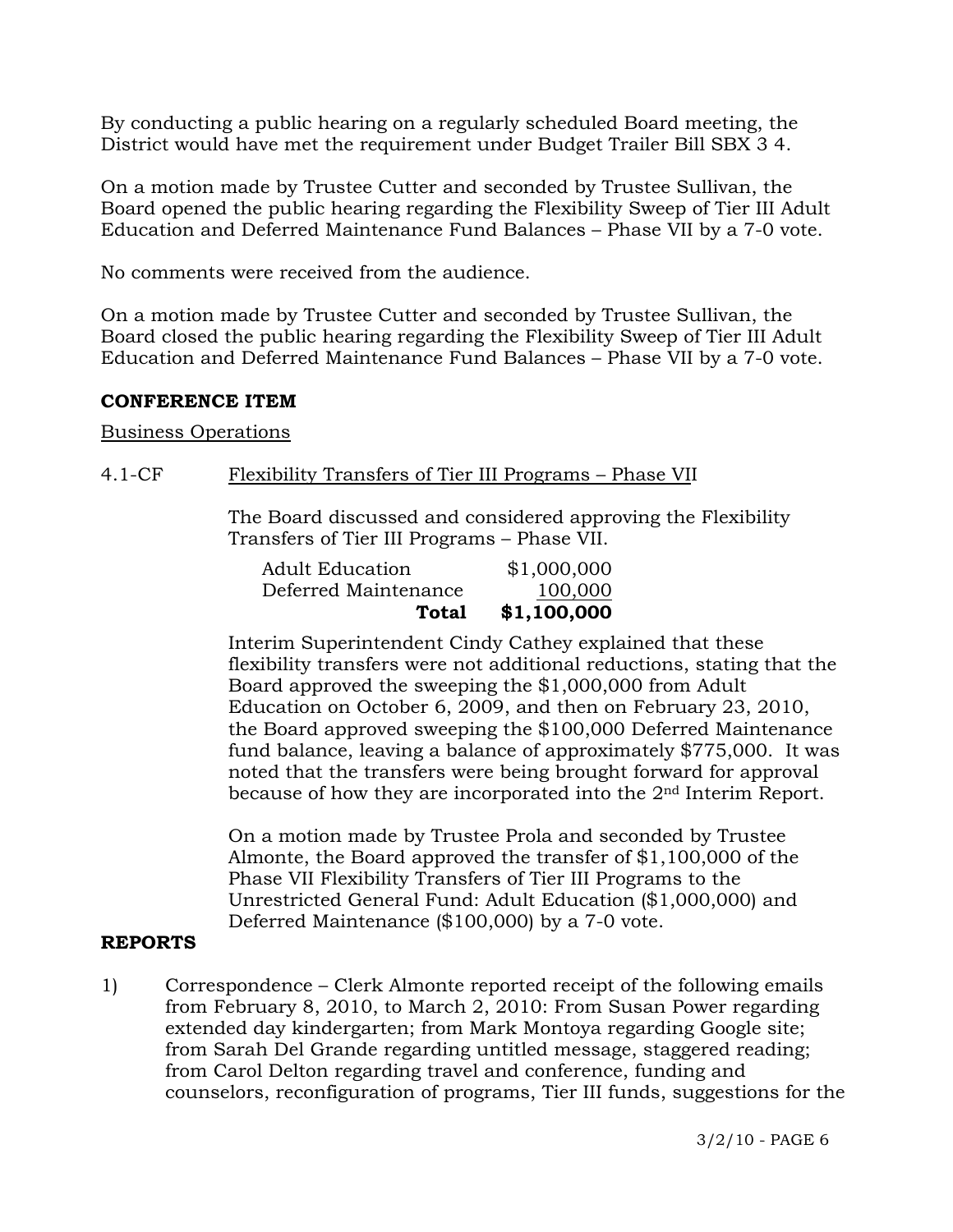By conducting a public hearing on a regularly scheduled Board meeting, the District would have met the requirement under Budget Trailer Bill SBX 3 4.

On a motion made by Trustee Cutter and seconded by Trustee Sullivan, the Board opened the public hearing regarding the Flexibility Sweep of Tier III Adult Education and Deferred Maintenance Fund Balances – Phase VII by a 7-0 vote.

No comments were received from the audience.

On a motion made by Trustee Cutter and seconded by Trustee Sullivan, the Board closed the public hearing regarding the Flexibility Sweep of Tier III Adult Education and Deferred Maintenance Fund Balances – Phase VII by a 7-0 vote.

**CONFERENCE ITEM**

Business Operations

4.1-CF Flexibility Transfers of Tier III Programs – Phase VII

The Board discussed and considered approving the Flexibility Transfers of Tier III Programs – Phase VII.

| | |
|---|---|
| Adult Education | $1,000,000 |
| Deferred Maintenance | 100,000 |
| **Total** | **$1,100,000** |

Interim Superintendent Cindy Cathey explained that these flexibility transfers were not additional reductions, stating that the Board approved the sweeping the $1,000,000 from Adult Education on October 6, 2009, and then on February 23, 2010, the Board approved sweeping the $100,000 Deferred Maintenance fund balance, leaving a balance of approximately $775,000. It was noted that the transfers were being brought forward for approval because of how they are incorporated into the 2nd Interim Report.

On a motion made by Trustee Prola and seconded by Trustee Almonte, the Board approved the transfer of $1,100,000 of the Phase VII Flexibility Transfers of Tier III Programs to the Unrestricted General Fund: Adult Education ($1,000,000) and Deferred Maintenance ($100,000) by a 7-0 vote.

**REPORTS**

1) Correspondence – Clerk Almonte reported receipt of the following emails from February 8, 2010, to March 2, 2010: From Susan Power regarding extended day kindergarten; from Mark Montoya regarding Google site; from Sarah Del Grande regarding untitled message, staggered reading; from Carol Delton regarding travel and conference, funding and counselors, reconfiguration of programs, Tier III funds, suggestions for the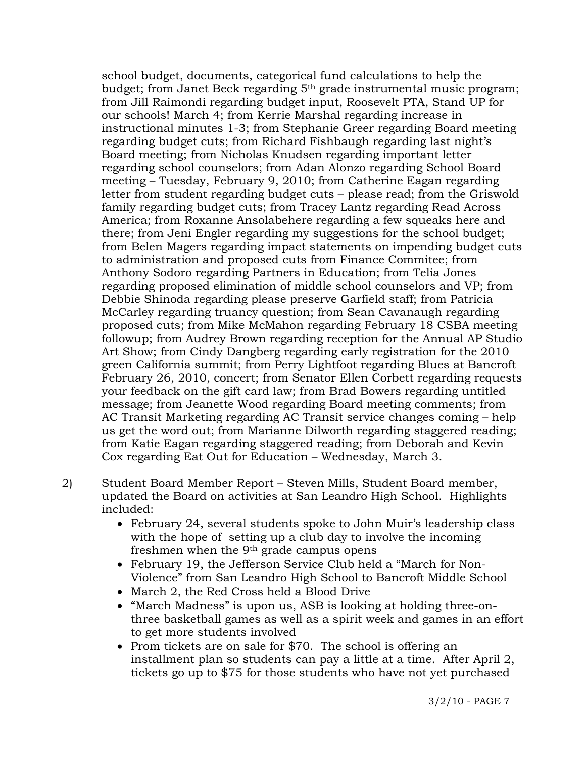school budget, documents, categorical fund calculations to help the budget; from Janet Beck regarding 5th grade instrumental music program; from Jill Raimondi regarding budget input, Roosevelt PTA, Stand UP for our schools! March 4; from Kerrie Marshal regarding increase in instructional minutes 1-3; from Stephanie Greer regarding Board meeting regarding budget cuts; from Richard Fishbaugh regarding last night's Board meeting; from Nicholas Knudsen regarding important letter regarding school counselors; from Adan Alonzo regarding School Board meeting – Tuesday, February 9, 2010; from Catherine Eagan regarding letter from student regarding budget cuts – please read; from the Griswold family regarding budget cuts; from Tracey Lantz regarding Read Across America; from Roxanne Ansolabehere regarding a few squeaks here and there; from Jeni Engler regarding my suggestions for the school budget; from Belen Magers regarding impact statements on impending budget cuts to administration and proposed cuts from Finance Commitee; from Anthony Sodoro regarding Partners in Education; from Telia Jones regarding proposed elimination of middle school counselors and VP; from Debbie Shinoda regarding please preserve Garfield staff; from Patricia McCarley regarding truancy question; from Sean Cavanaugh regarding proposed cuts; from Mike McMahon regarding February 18 CSBA meeting followup; from Audrey Brown regarding reception for the Annual AP Studio Art Show; from Cindy Dangberg regarding early registration for the 2010 green California summit; from Perry Lightfoot regarding Blues at Bancroft February 26, 2010, concert; from Senator Ellen Corbett regarding requests your feedback on the gift card law; from Brad Bowers regarding untitled message; from Jeanette Wood regarding Board meeting comments; from AC Transit Marketing regarding AC Transit service changes coming – help us get the word out; from Marianne Dilworth regarding staggered reading; from Katie Eagan regarding staggered reading; from Deborah and Kevin Cox regarding Eat Out for Education – Wednesday, March 3.

2) Student Board Member Report – Steven Mills, Student Board member, updated the Board on activities at San Leandro High School. Highlights included:
   - February 24, several students spoke to John Muir's leadership class with the hope of setting up a club day to involve the incoming freshmen when the 9th grade campus opens
   - February 19, the Jefferson Service Club held a "March for Non-Violence" from San Leandro High School to Bancroft Middle School
   - March 2, the Red Cross held a Blood Drive
   - "March Madness" is upon us, ASB is looking at holding three-on-three basketball games as well as a spirit week and games in an effort to get more students involved
   - Prom tickets are on sale for $70. The school is offering an installment plan so students can pay a little at a time. After April 2, tickets go up to $75 for those students who have not yet purchased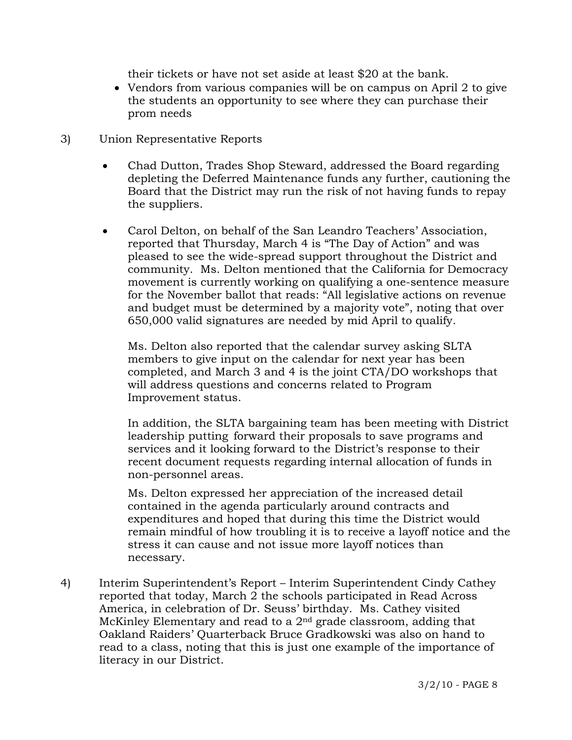their tickets or have not set aside at least $20 at the bank.

- Vendors from various companies will be on campus on April 2 to give the students an opportunity to see where they can purchase their prom needs

3) Union Representative Reports

- Chad Dutton, Trades Shop Steward, addressed the Board regarding depleting the Deferred Maintenance funds any further, cautioning the Board that the District may run the risk of not having funds to repay the suppliers.

- Carol Delton, on behalf of the San Leandro Teachers' Association, reported that Thursday, March 4 is "The Day of Action" and was pleased to see the wide-spread support throughout the District and community. Ms. Delton mentioned that the California for Democracy movement is currently working on qualifying a one-sentence measure for the November ballot that reads: "All legislative actions on revenue and budget must be determined by a majority vote", noting that over 650,000 valid signatures are needed by mid April to qualify.

  Ms. Delton also reported that the calendar survey asking SLTA members to give input on the calendar for next year has been completed, and March 3 and 4 is the joint CTA/DO workshops that will address questions and concerns related to Program Improvement status.

  In addition, the SLTA bargaining team has been meeting with District leadership putting forward their proposals to save programs and services and it looking forward to the District's response to their recent document requests regarding internal allocation of funds in non-personnel areas.

  Ms. Delton expressed her appreciation of the increased detail contained in the agenda particularly around contracts and expenditures and hoped that during this time the District would remain mindful of how troubling it is to receive a layoff notice and the stress it can cause and not issue more layoff notices than necessary.

4) Interim Superintendent's Report – Interim Superintendent Cindy Cathey reported that today, March 2 the schools participated in Read Across America, in celebration of Dr. Seuss' birthday. Ms. Cathey visited McKinley Elementary and read to a 2nd grade classroom, adding that Oakland Raiders' Quarterback Bruce Gradkowski was also on hand to read to a class, noting that this is just one example of the importance of literacy in our District.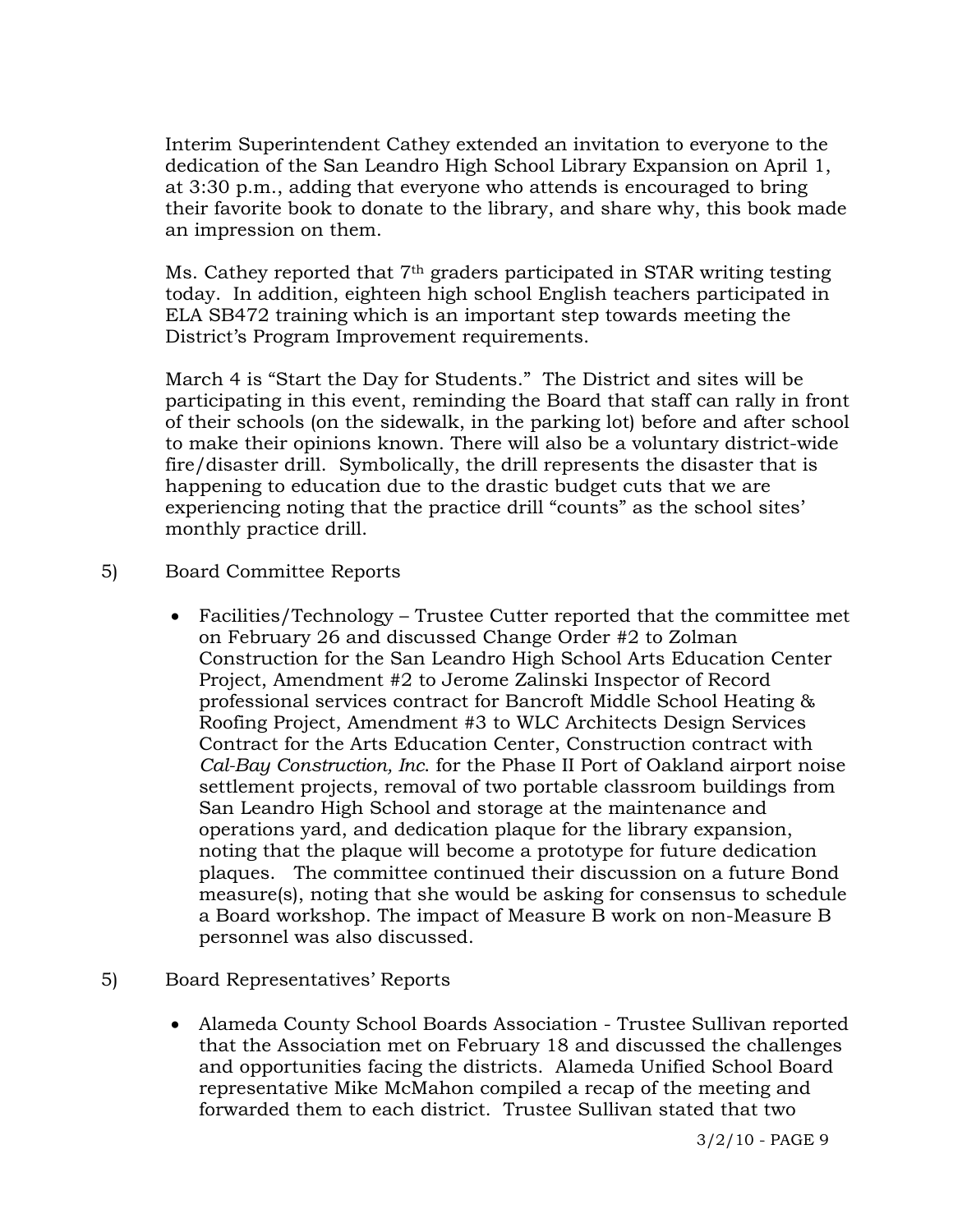Interim Superintendent Cathey extended an invitation to everyone to the dedication of the San Leandro High School Library Expansion on April 1, at 3:30 p.m., adding that everyone who attends is encouraged to bring their favorite book to donate to the library, and share why, this book made an impression on them.

Ms. Cathey reported that 7th graders participated in STAR writing testing today. In addition, eighteen high school English teachers participated in ELA SB472 training which is an important step towards meeting the District's Program Improvement requirements.

March 4 is "Start the Day for Students." The District and sites will be participating in this event, reminding the Board that staff can rally in front of their schools (on the sidewalk, in the parking lot) before and after school to make their opinions known. There will also be a voluntary district-wide fire/disaster drill. Symbolically, the drill represents the disaster that is happening to education due to the drastic budget cuts that we are experiencing noting that the practice drill "counts" as the school sites' monthly practice drill.

5) Board Committee Reports

- Facilities/Technology – Trustee Cutter reported that the committee met on February 26 and discussed Change Order #2 to Zolman Construction for the San Leandro High School Arts Education Center Project, Amendment #2 to Jerome Zalinski Inspector of Record professional services contract for Bancroft Middle School Heating & Roofing Project, Amendment #3 to WLC Architects Design Services Contract for the Arts Education Center, Construction contract with *Cal-Bay Construction, Inc*. for the Phase II Port of Oakland airport noise settlement projects, removal of two portable classroom buildings from San Leandro High School and storage at the maintenance and operations yard, and dedication plaque for the library expansion, noting that the plaque will become a prototype for future dedication plaques. The committee continued their discussion on a future Bond measure(s), noting that she would be asking for consensus to schedule a Board workshop. The impact of Measure B work on non-Measure B personnel was also discussed.

5) Board Representatives' Reports

- Alameda County School Boards Association - Trustee Sullivan reported that the Association met on February 18 and discussed the challenges and opportunities facing the districts. Alameda Unified School Board representative Mike McMahon compiled a recap of the meeting and forwarded them to each district. Trustee Sullivan stated that two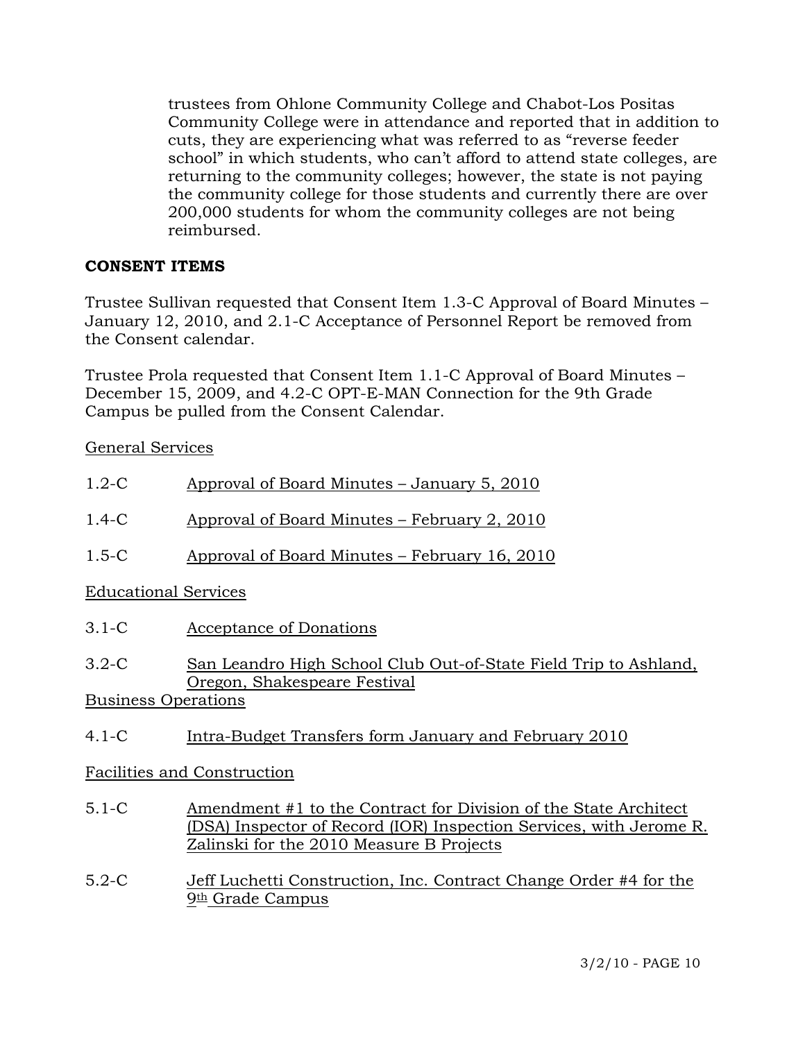trustees from Ohlone Community College and Chabot-Los Positas Community College were in attendance and reported that in addition to cuts, they are experiencing what was referred to as "reverse feeder school" in which students, who can't afford to attend state colleges, are returning to the community colleges; however, the state is not paying the community college for those students and currently there are over 200,000 students for whom the community colleges are not being reimbursed.

**CONSENT ITEMS**

Trustee Sullivan requested that Consent Item 1.3-C Approval of Board Minutes – January 12, 2010, and 2.1-C Acceptance of Personnel Report be removed from the Consent calendar.

Trustee Prola requested that Consent Item 1.1-C Approval of Board Minutes – December 15, 2009, and 4.2-C OPT-E-MAN Connection for the 9th Grade Campus be pulled from the Consent Calendar.

General Services

1.2-C Approval of Board Minutes – January 5, 2010

1.4-C Approval of Board Minutes – February 2, 2010

1.5-C Approval of Board Minutes – February 16, 2010

Educational Services

3.1-C Acceptance of Donations

3.2-C San Leandro High School Club Out-of-State Field Trip to Ashland, Oregon, Shakespeare Festival

Business Operations

4.1-C Intra-Budget Transfers form January and February 2010

Facilities and Construction

5.1-C Amendment #1 to the Contract for Division of the State Architect (DSA) Inspector of Record (IOR) Inspection Services, with Jerome R. Zalinski for the 2010 Measure B Projects

5.2-C Jeff Luchetti Construction, Inc. Contract Change Order #4 for the 9th Grade Campus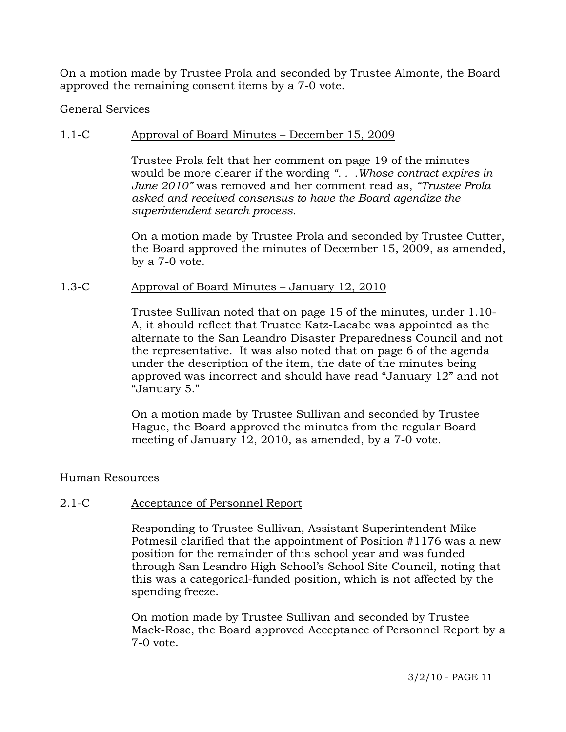On a motion made by Trustee Prola and seconded by Trustee Almonte, the Board approved the remaining consent items by a 7-0 vote.

General Services

1.1-C Approval of Board Minutes – December 15, 2009

Trustee Prola felt that her comment on page 19 of the minutes would be more clearer if the wording *". . .Whose contract expires in June 2010"* was removed and her comment read as, *"Trustee Prola asked and received consensus to have the Board agendize the superintendent search process.*

On a motion made by Trustee Prola and seconded by Trustee Cutter, the Board approved the minutes of December 15, 2009, as amended, by a 7-0 vote.

1.3-C Approval of Board Minutes – January 12, 2010

Trustee Sullivan noted that on page 15 of the minutes, under 1.10-A, it should reflect that Trustee Katz-Lacabe was appointed as the alternate to the San Leandro Disaster Preparedness Council and not the representative. It was also noted that on page 6 of the agenda under the description of the item, the date of the minutes being approved was incorrect and should have read "January 12" and not "January 5."

On a motion made by Trustee Sullivan and seconded by Trustee Hague, the Board approved the minutes from the regular Board meeting of January 12, 2010, as amended, by a 7-0 vote.

Human Resources

2.1-C Acceptance of Personnel Report

Responding to Trustee Sullivan, Assistant Superintendent Mike Potmesil clarified that the appointment of Position #1176 was a new position for the remainder of this school year and was funded through San Leandro High School's School Site Council, noting that this was a categorical-funded position, which is not affected by the spending freeze.

On motion made by Trustee Sullivan and seconded by Trustee Mack-Rose, the Board approved Acceptance of Personnel Report by a 7-0 vote.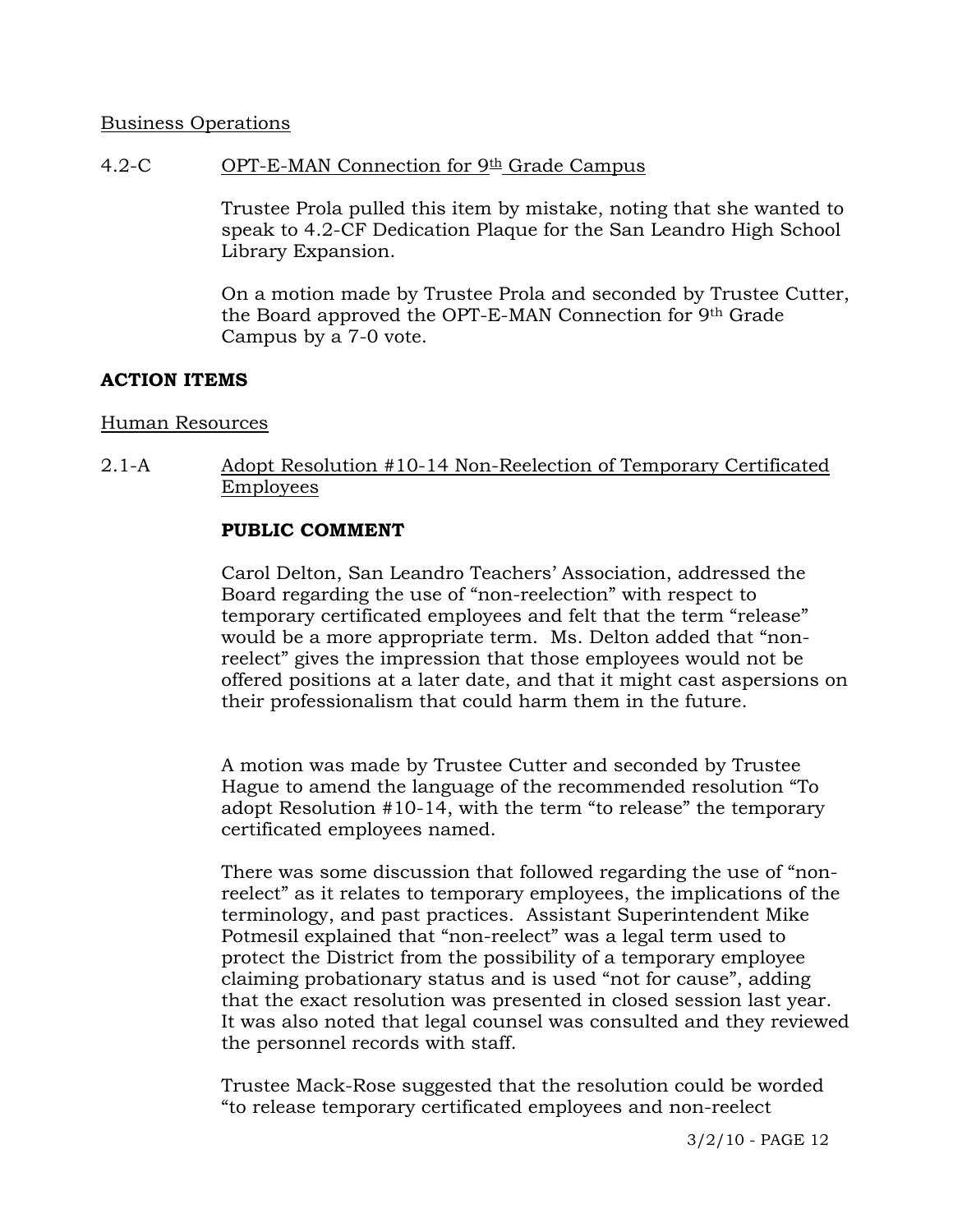Business Operations

4.2-C OPT-E-MAN Connection for 9th Grade Campus

Trustee Prola pulled this item by mistake, noting that she wanted to speak to 4.2-CF Dedication Plaque for the San Leandro High School Library Expansion.

On a motion made by Trustee Prola and seconded by Trustee Cutter, the Board approved the OPT-E-MAN Connection for 9th Grade Campus by a 7-0 vote.

**ACTION ITEMS**

Human Resources

2.1-A Adopt Resolution #10-14 Non-Reelection of Temporary Certificated Employees

**PUBLIC COMMENT**

Carol Delton, San Leandro Teachers' Association, addressed the Board regarding the use of "non-reelection" with respect to temporary certificated employees and felt that the term "release" would be a more appropriate term. Ms. Delton added that "non-reelect" gives the impression that those employees would not be offered positions at a later date, and that it might cast aspersions on their professionalism that could harm them in the future.

A motion was made by Trustee Cutter and seconded by Trustee Hague to amend the language of the recommended resolution "To adopt Resolution #10-14, with the term "to release" the temporary certificated employees named.

There was some discussion that followed regarding the use of "non-reelect" as it relates to temporary employees, the implications of the terminology, and past practices. Assistant Superintendent Mike Potmesil explained that "non-reelect" was a legal term used to protect the District from the possibility of a temporary employee claiming probationary status and is used "not for cause", adding that the exact resolution was presented in closed session last year. It was also noted that legal counsel was consulted and they reviewed the personnel records with staff.

Trustee Mack-Rose suggested that the resolution could be worded "to release temporary certificated employees and non-reelect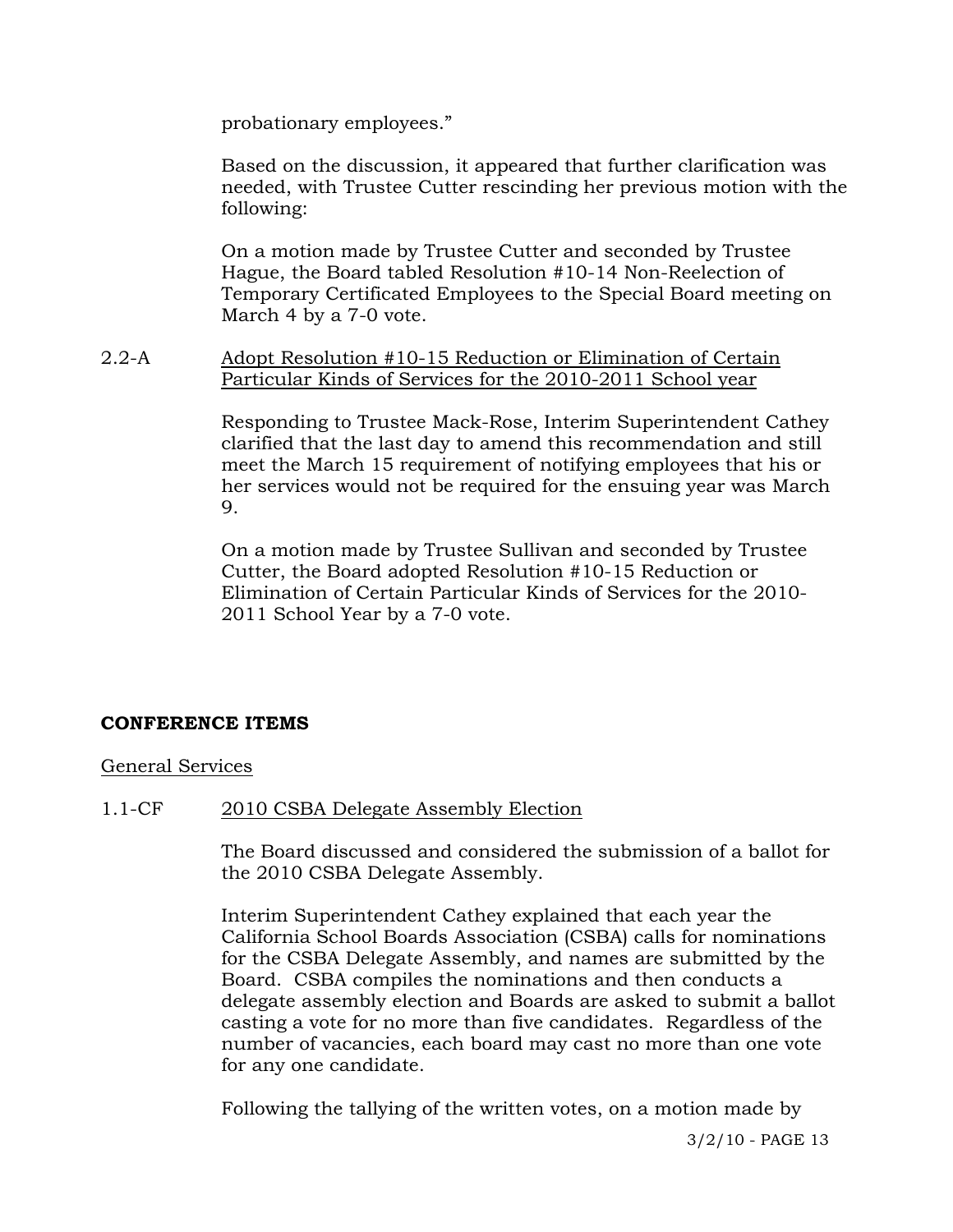probationary employees."

Based on the discussion, it appeared that further clarification was needed, with Trustee Cutter rescinding her previous motion with the following:

On a motion made by Trustee Cutter and seconded by Trustee Hague, the Board tabled Resolution #10-14 Non-Reelection of Temporary Certificated Employees to the Special Board meeting on March 4 by a 7-0 vote.

2.2-A Adopt Resolution #10-15 Reduction or Elimination of Certain Particular Kinds of Services for the 2010-2011 School year

Responding to Trustee Mack-Rose, Interim Superintendent Cathey clarified that the last day to amend this recommendation and still meet the March 15 requirement of notifying employees that his or her services would not be required for the ensuing year was March 9.

On a motion made by Trustee Sullivan and seconded by Trustee Cutter, the Board adopted Resolution #10-15 Reduction or Elimination of Certain Particular Kinds of Services for the 2010-2011 School Year by a 7-0 vote.

**CONFERENCE ITEMS**

General Services

1.1-CF 2010 CSBA Delegate Assembly Election

The Board discussed and considered the submission of a ballot for the 2010 CSBA Delegate Assembly.

Interim Superintendent Cathey explained that each year the California School Boards Association (CSBA) calls for nominations for the CSBA Delegate Assembly, and names are submitted by the Board. CSBA compiles the nominations and then conducts a delegate assembly election and Boards are asked to submit a ballot casting a vote for no more than five candidates. Regardless of the number of vacancies, each board may cast no more than one vote for any one candidate.

Following the tallying of the written votes, on a motion made by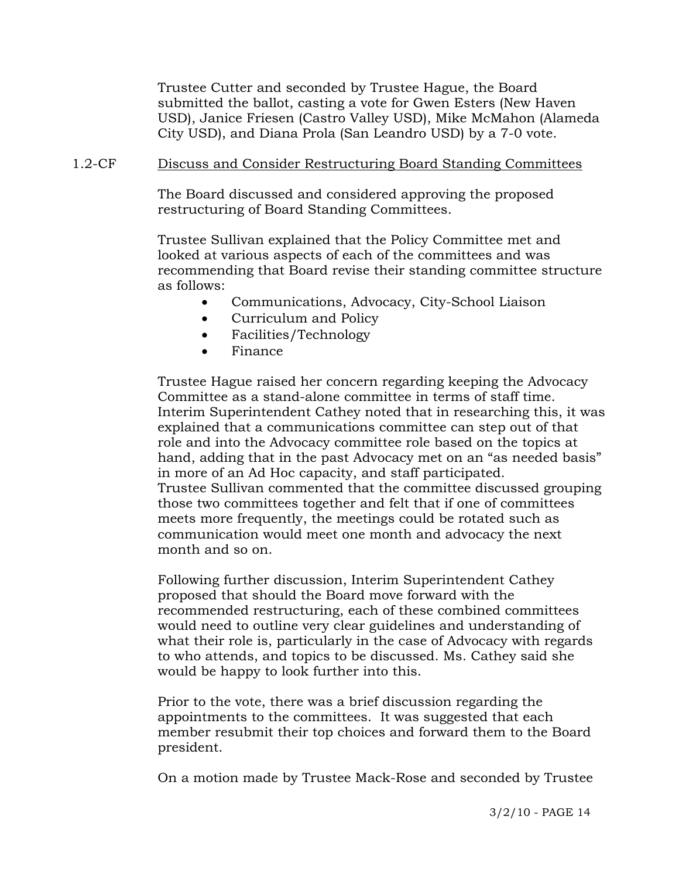Trustee Cutter and seconded by Trustee Hague, the Board submitted the ballot, casting a vote for Gwen Esters (New Haven USD), Janice Friesen (Castro Valley USD), Mike McMahon (Alameda City USD), and Diana Prola (San Leandro USD) by a 7-0 vote.

1.2-CF <u>Discuss and Consider Restructuring Board Standing Committees</u>

The Board discussed and considered approving the proposed restructuring of Board Standing Committees.

Trustee Sullivan explained that the Policy Committee met and looked at various aspects of each of the committees and was recommending that Board revise their standing committee structure as follows:

- Communications, Advocacy, City-School Liaison
- Curriculum and Policy
- Facilities/Technology
- Finance

Trustee Hague raised her concern regarding keeping the Advocacy Committee as a stand-alone committee in terms of staff time. Interim Superintendent Cathey noted that in researching this, it was explained that a communications committee can step out of that role and into the Advocacy committee role based on the topics at hand, adding that in the past Advocacy met on an "as needed basis" in more of an Ad Hoc capacity, and staff participated. Trustee Sullivan commented that the committee discussed grouping those two committees together and felt that if one of committees meets more frequently, the meetings could be rotated such as communication would meet one month and advocacy the next month and so on.

Following further discussion, Interim Superintendent Cathey proposed that should the Board move forward with the recommended restructuring, each of these combined committees would need to outline very clear guidelines and understanding of what their role is, particularly in the case of Advocacy with regards to who attends, and topics to be discussed. Ms. Cathey said she would be happy to look further into this.

Prior to the vote, there was a brief discussion regarding the appointments to the committees. It was suggested that each member resubmit their top choices and forward them to the Board president.

On a motion made by Trustee Mack-Rose and seconded by Trustee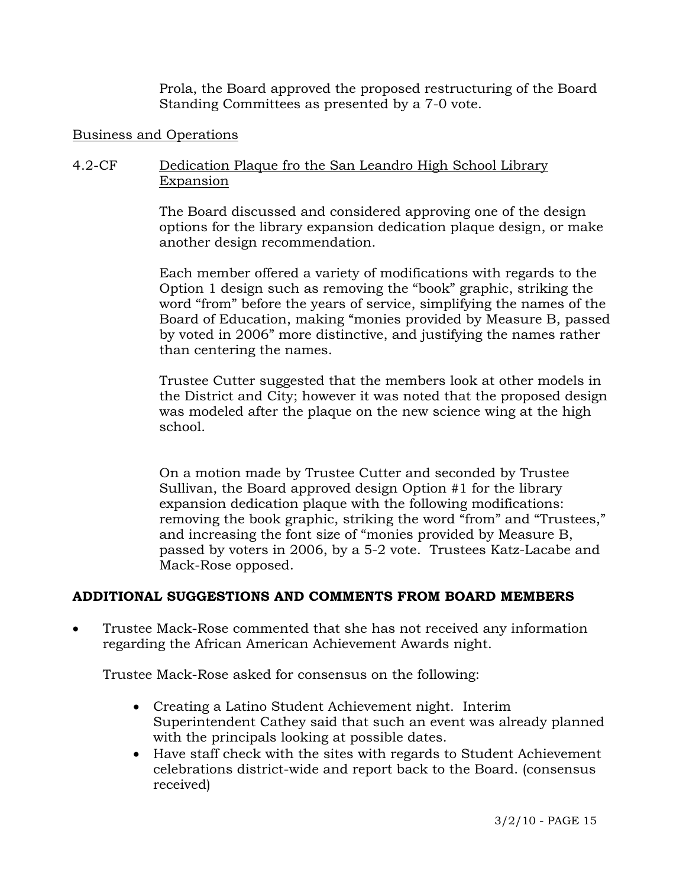Prola, the Board approved the proposed restructuring of the Board Standing Committees as presented by a 7-0 vote.

Business and Operations

4.2-CF Dedication Plaque fro the San Leandro High School Library Expansion

The Board discussed and considered approving one of the design options for the library expansion dedication plaque design, or make another design recommendation.

Each member offered a variety of modifications with regards to the Option 1 design such as removing the "book" graphic, striking the word "from" before the years of service, simplifying the names of the Board of Education, making "monies provided by Measure B, passed by voted in 2006" more distinctive, and justifying the names rather than centering the names.

Trustee Cutter suggested that the members look at other models in the District and City; however it was noted that the proposed design was modeled after the plaque on the new science wing at the high school.

On a motion made by Trustee Cutter and seconded by Trustee Sullivan, the Board approved design Option #1 for the library expansion dedication plaque with the following modifications: removing the book graphic, striking the word "from" and "Trustees," and increasing the font size of "monies provided by Measure B, passed by voters in 2006, by a 5-2 vote. Trustees Katz-Lacabe and Mack-Rose opposed.

**ADDITIONAL SUGGESTIONS AND COMMENTS FROM BOARD MEMBERS**

- Trustee Mack-Rose commented that she has not received any information regarding the African American Achievement Awards night.

  Trustee Mack-Rose asked for consensus on the following:

  - Creating a Latino Student Achievement night. Interim Superintendent Cathey said that such an event was already planned with the principals looking at possible dates.
  - Have staff check with the sites with regards to Student Achievement celebrations district-wide and report back to the Board. (consensus received)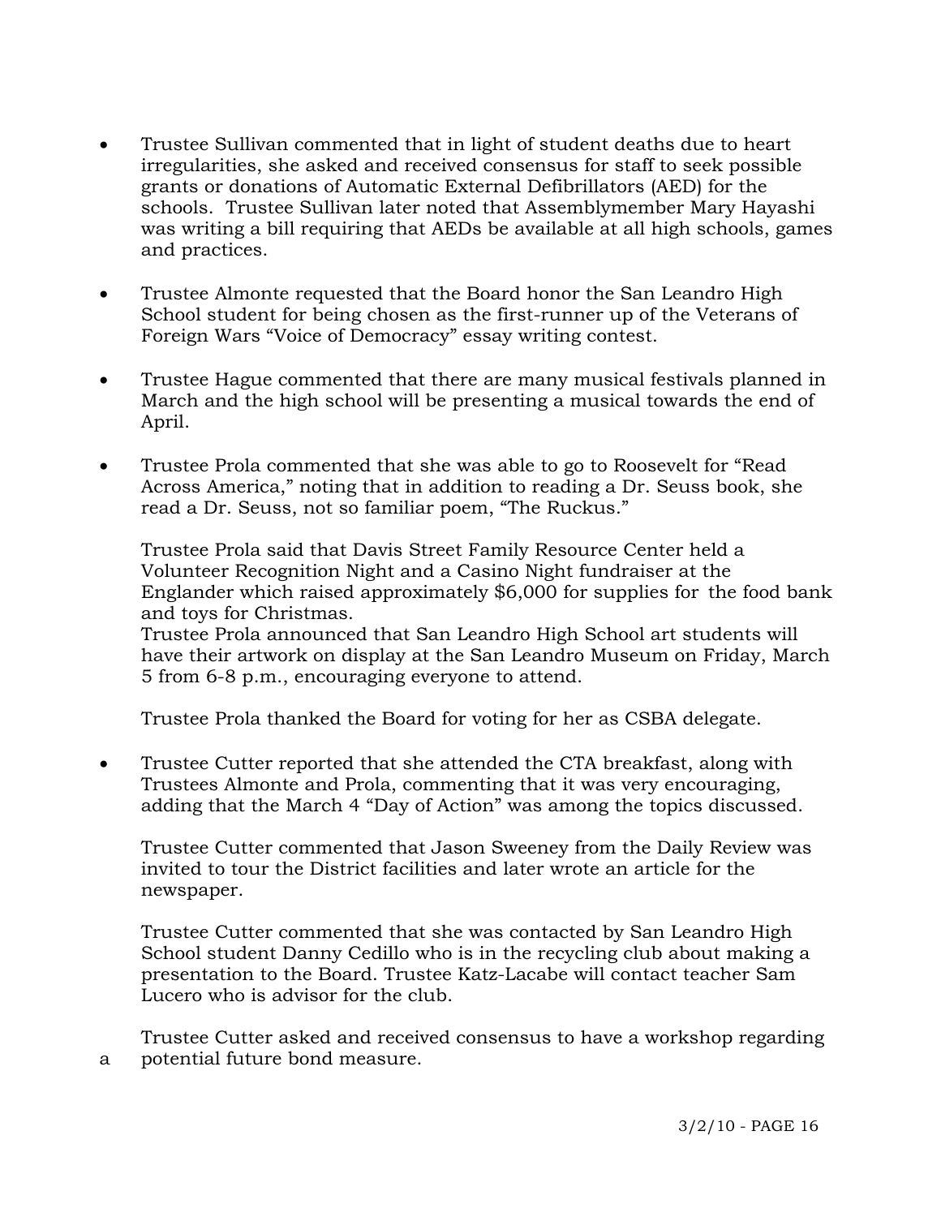- Trustee Sullivan commented that in light of student deaths due to heart irregularities, she asked and received consensus for staff to seek possible grants or donations of Automatic External Defibrillators (AED) for the schools. Trustee Sullivan later noted that Assemblymember Mary Hayashi was writing a bill requiring that AEDs be available at all high schools, games and practices.

- Trustee Almonte requested that the Board honor the San Leandro High School student for being chosen as the first-runner up of the Veterans of Foreign Wars "Voice of Democracy" essay writing contest.

- Trustee Hague commented that there are many musical festivals planned in March and the high school will be presenting a musical towards the end of April.

- Trustee Prola commented that she was able to go to Roosevelt for "Read Across America," noting that in addition to reading a Dr. Seuss book, she read a Dr. Seuss, not so familiar poem, "The Ruckus."

  Trustee Prola said that Davis Street Family Resource Center held a Volunteer Recognition Night and a Casino Night fundraiser at the Englander which raised approximately $6,000 for supplies for the food bank and toys for Christmas.
  Trustee Prola announced that San Leandro High School art students will have their artwork on display at the San Leandro Museum on Friday, March 5 from 6-8 p.m., encouraging everyone to attend.

  Trustee Prola thanked the Board for voting for her as CSBA delegate.

- Trustee Cutter reported that she attended the CTA breakfast, along with Trustees Almonte and Prola, commenting that it was very encouraging, adding that the March 4 "Day of Action" was among the topics discussed.

  Trustee Cutter commented that Jason Sweeney from the Daily Review was invited to tour the District facilities and later wrote an article for the newspaper.

  Trustee Cutter commented that she was contacted by San Leandro High School student Danny Cedillo who is in the recycling club about making a presentation to the Board. Trustee Katz-Lacabe will contact teacher Sam Lucero who is advisor for the club.

  Trustee Cutter asked and received consensus to have a workshop regarding a potential future bond measure.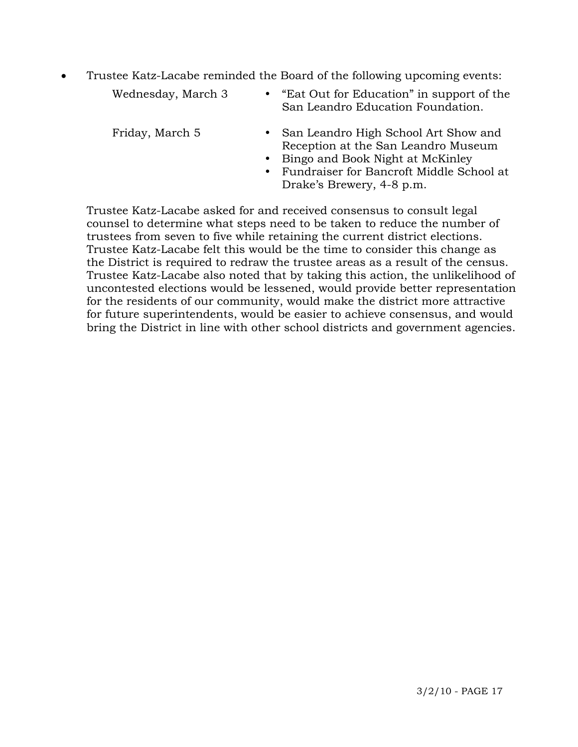- Trustee Katz-Lacabe reminded the Board of the following upcoming events:

  Wednesday, March 3
  - "Eat Out for Education" in support of the San Leandro Education Foundation.

  Friday, March 5
  - San Leandro High School Art Show and Reception at the San Leandro Museum
  - Bingo and Book Night at McKinley
  - Fundraiser for Bancroft Middle School at Drake's Brewery, 4-8 p.m.

  Trustee Katz-Lacabe asked for and received consensus to consult legal counsel to determine what steps need to be taken to reduce the number of trustees from seven to five while retaining the current district elections. Trustee Katz-Lacabe felt this would be the time to consider this change as the District is required to redraw the trustee areas as a result of the census. Trustee Katz-Lacabe also noted that by taking this action, the unlikelihood of uncontested elections would be lessened, would provide better representation for the residents of our community, would make the district more attractive for future superintendents, would be easier to achieve consensus, and would bring the District in line with other school districts and government agencies.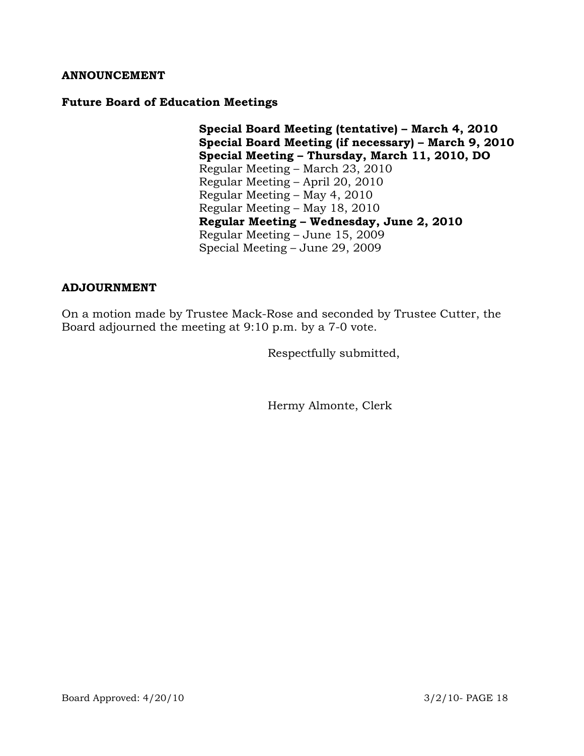**ANNOUNCEMENT**

**Future Board of Education Meetings**

**Special Board Meeting (tentative) – March 4, 2010**
**Special Board Meeting (if necessary) – March 9, 2010**
**Special Meeting – Thursday, March 11, 2010, DO**
Regular Meeting – March 23, 2010
Regular Meeting – April 20, 2010
Regular Meeting – May 4, 2010
Regular Meeting – May 18, 2010
**Regular Meeting – Wednesday, June 2, 2010**
Regular Meeting – June 15, 2009
Special Meeting – June 29, 2009

**ADJOURNMENT**

On a motion made by Trustee Mack-Rose and seconded by Trustee Cutter, the Board adjourned the meeting at 9:10 p.m. by a 7-0 vote.

Respectfully submitted,

Hermy Almonte, Clerk

Board Approved: 4/20/10